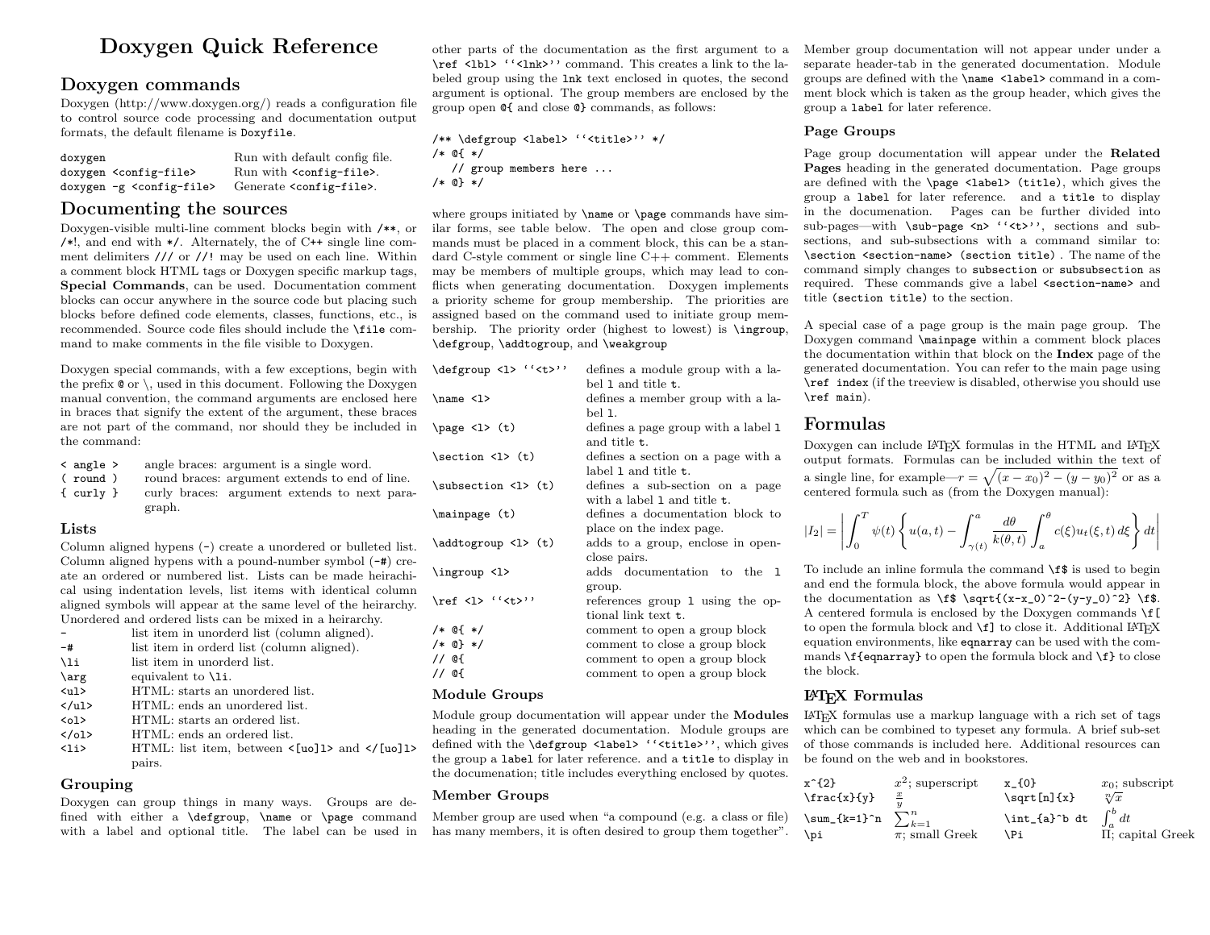# Doxygen Quick Reference

## Doxygen commands

Doxygen (http://www.doxygen.org/) reads a configuration file to control source code processing and documentation output formats, the default filename is `Doxyfile`.

| | |
|---|---|
| `doxygen` | Run with default config file. |
| `doxygen <config-file>` | Run with `<config-file>`. |
| `doxygen -g <config-file>` | Generate `<config-file>`. |

## Documenting the sources

Doxygen-visible multi-line comment blocks begin with `/**`, or `/*!`, and end with `*/`. Alternately, the of C++ single line comment delimiters `///` or `//!` may be used on each line. Within a comment block HTML tags or Doxygen specific markup tags, **Special Commands**, can be used. Documentation comment blocks can occur anywhere in the source code but placing such blocks before defined code elements, classes, functions, etc., is recommended. Source code files should include the `\file` command to make comments in the file visible to Doxygen.

Doxygen special commands, with a few exceptions, begin with the prefix `@` or \, used in this document. Following the Doxygen manual convention, the command arguments are enclosed here in braces that signify the extent of the argument, these braces are not part of the command, nor should they be included in the command:

| | |
|---|---|
| `< angle >` | angle braces: argument is a single word. |
| `( round )` | round braces: argument extends to end of line. |
| `{ curly }` | curly braces: argument extends to next paragraph. |

### Lists

Column aligned hypens (`-`) create a unordered or bulleted list. Column aligned hypens with a pound-number symbol (`-#`) create an ordered or numbered list. Lists can be made heirachical using indentation levels, list items with identical column aligned symbols will appear at the same level of the heirarchy. Unordered and ordered lists can be mixed in a heirarchy.

| | |
|---|---|
| `-` | list item in unorderd list (column aligned). |
| `-#` | list item in orderd list (column aligned). |
| `\li` | list item in unorderd list. |
| `\arg` | equivalent to `\li`. |
| `<ul>` | HTML: starts an unordered list. |
| `</ul>` | HTML: ends an unordered list. |
| `<ol>` | HTML: starts an ordered list. |
| `</ol>` | HTML: ends an ordered list. |
| `<li>` | HTML: list item, between `<[uo]l>` and `</[uo]l>` pairs. |

### Grouping

Doxygen can group things in many ways. Groups are defined with either a `\defgroup`, `\name` or `\page` command with a label and optional title. The label can be used in other parts of the documentation as the first argument to a `\ref <lbl> ‘‘<lnk>’’` command. This creates a link to the labeled group using the `lnk` text enclosed in quotes, the second argument is optional. The group members are enclosed by the group open `@{` and close `@}` commands, as follows:

```
/** \defgroup <label> ‘‘<title>’’ */
/* @{ */
   // group members here ...
/* @} */
```

where groups initiated by `\name` or `\page` commands have similar forms, see table below. The open and close group commands must be placed in a comment block, this can be a standard C-style comment or single line C++ comment. Elements may be members of multiple groups, which may lead to conflicts when generating documentation. Doxygen implements a priority scheme for group membership. The priorities are assigned based on the command used to initiate group membership. The priority order (highest to lowest) is `\ingroup`, `\defgroup`, `\addtogroup`, and `\weakgroup`

| | |
|---|---|
| `\defgroup <l> ‘‘<t>’’` | defines a module group with a label `l` and title `t`. |
| `\name <l>` | defines a member group with a label `l`. |
| `\page <l> (t)` | defines a page group with a label `l` and title `t`. |
| `\section <l> (t)` | defines a section on a page with a label `l` and title `t`. |
| `\subsection <l> (t)` | defines a sub-section on a page with a label `l` and title `t`. |
| `\mainpage (t)` | defines a documentation block to place on the index page. |
| `\addtogroup <l> (t)` | adds to a group, enclose in open-close pairs. |
| `\ingroup <l>` | adds documentation to the `l` group. |
| `\ref <l> ‘‘<t>’’` | references group `l` using the optional link text `t`. |
| `/* @{ */` | comment to open a group block |
| `/* @} */` | comment to close a group block |
| `// @{` | comment to open a group block |
| `// @{` | comment to open a group block |

### Module Groups

Module group documentation will appear under the **Modules** heading in the generated documentation. Module groups are defined with the `\defgroup <label> ‘‘<title>’’`, which gives the group a `label` for later reference. and a `title` to display in the documenation; title includes everything enclosed by quotes.

### Member Groups

Member group are used when “a compound (e.g. a class or file) has many members, it is often desired to group them together”. Member group documentation will not appear under under a separate header-tab in the generated documentation. Module groups are defined with the `\name <label>` command in a comment block which is taken as the group header, which gives the group a `label` for later reference.

### Page Groups

Page group documentation will appear under the **Related Pages** heading in the generated documentation. Page groups are defined with the `\page <label> (title)`, which gives the group a `label` for later reference. and a `title` to display in the documenation. Pages can be further divided into sub-pages—with `\sub-page <n> ‘‘<t>’’`, sections and subsections, and sub-subsections with a command similar to: `\section <section-name> (section title)` . The name of the command simply changes to `subsection` or `subsubsection` as required. These commands give a label `<section-name>` and title `(section title)` to the section.

A special case of a page group is the main page group. The Doxygen command `\mainpage` within a comment block places the documentation within that block on the **Index** page of the generated documentation. You can refer to the main page using `\ref index` (if the treeview is disabled, otherwise you should use `\ref main`).

## Formulas

Doxygen can include LaTeX formulas in the HTML and LaTeX output formats. Formulas can be included within the text of a single line, for example—$r = \sqrt{(x-x_0)^2-(y-y_0)^2}$ or as a centered formula such as (from the Doxygen manual):

$$|I_2| = \left| \int_0^T \psi(t) \left\{ u(a,t) - \int_{\gamma(t)}^a \frac{d\theta}{k(\theta,t)} \int_a^\theta c(\xi) u_t(\xi,t)\, d\xi \right\} dt \right|$$

To include an inline formula the command `\f$` is used to begin and end the formula block, the above formula would appear in the documentation as `\f$ \sqrt{(x-x_0)^2-(y-y_0)^2} \f$`. A centered formula is enclosed by the Doxygen commands `\f[` to open the formula block and `\f]` to close it. Additional LaTeX equation environments, like `eqnarray` can be used with the commands `\f{eqnarray}` to open the formula block and `\f}` to close the block.

### LaTeX Formulas

LaTeX formulas use a markup language with a rich set of tags which can be combined to typeset any formula. A brief sub-set of those commands is included here. Additional resources can be found on the web and in bookstores.

| | | | |
|---|---|---|---|
| `x^{2}` | $x^2$; superscript | `x_{0}` | $x_0$; subscript |
| `\frac{x}{y}` | $\frac{x}{y}$ | `\sqrt[n]{x}` | $\sqrt[n]{x}$ |
| `\sum_{k=1}^n` | $\sum_{k=1}^n$ | `\int_{a}^b dt` | $\int_a^b dt$ |
| `\pi` | $\pi$; small Greek | `\Pi` | $\Pi$; capital Greek |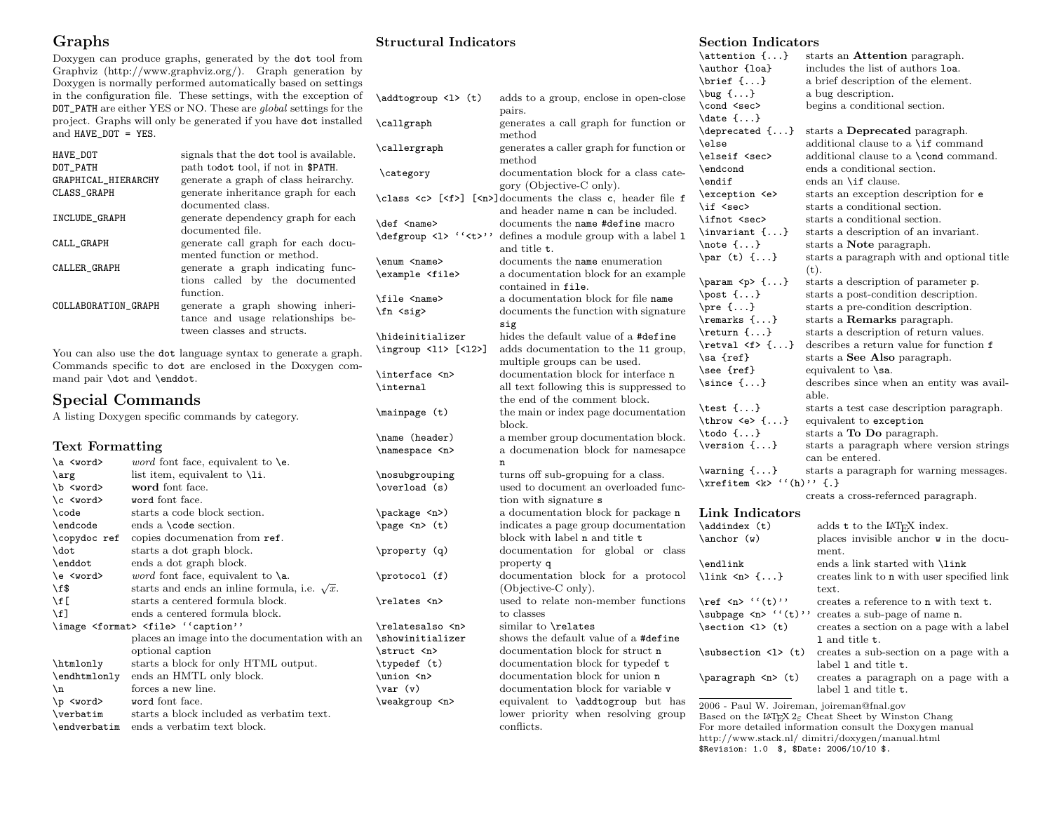## Graphs

Doxygen can produce graphs, generated by the dot tool from Graphviz (http://www.graphviz.org/). Graph generation by Doxygen is normally performed automatically based on settings in the configuration file. These settings, with the exception of DOT_PATH are either YES or NO. These are *global* settings for the project. Graphs will only be generated if you have dot installed and HAVE_DOT = YES.

| | |
|---|---|
| HAVE_DOT | signals that the dot tool is available. |
| DOT_PATH | path todot tool, if not in $PATH. |
| GRAPHICAL_HIERARCHY | generate a graph of class heirarchy. |
| CLASS_GRAPH | generate inheritance graph for each documented class. |
| INCLUDE_GRAPH | generate dependency graph for each documented file. |
| CALL_GRAPH | generate call graph for each documented function or method. |
| CALLER_GRAPH | generate a graph indicating functions called by the documented function. |
| COLLABORATION_GRAPH | generate a graph showing inheritance and usage relationships between classes and structs. |

You can also use the dot language syntax to generate a graph. Commands specific to dot are enclosed in the Doxygen command pair \dot and \enddot.

## Special Commands

A listing Doxygen specific commands by category.

### Text Formatting

| | |
|---|---|
| \a <word> | *word* font face, equivalent to \e. |
| \arg | list item, equivalent to \li. |
| \b <word> | **word** font face. |
| \c <word> | `word` font face. |
| \code | starts a code block section. |
| \endcode | ends a \code section. |
| \copydoc ref | copies documenation from ref. |
| \dot | starts a dot graph block. |
| \enddot | ends a dot graph block. |
| \e <word> | *word* font face, equivalent to \a. |
| \f$ | starts and ends an inline formula, i.e. $\sqrt{x}$. |
| \f[ | starts a centered formula block. |
| \f] | ends a centered formula block. |
| \image <format> <file> ''caption'' | places an image into the documentation with an optional caption |
| \htmlonly | starts a block for only HTML output. |
| \endhtmlonly | ends an HMTL only block. |
| \n | forces a new line. |
| \p <word> | `word` font face. |
| \verbatim | starts a block included as verbatim text. |
| \endverbatim | ends a verbatim text block. |

### Structural Indicators

| | |
|---|---|
| \addtogroup <l> (t) | adds to a group, enclose in open-close pairs. |
| \callgraph | generates a call graph for function or method |
| \callergraph | generates a caller graph for function or method |
| \category | documentation block for a class category (Objective-C only). |
| \class <c> [<f>] [<n>] | documents the class c, header file f and header name n can be included. |
| \def <name> | documents the name #define macro |
| \defgroup <l> ''<t>'' | defines a module group with a label l and title t. |
| \enum <name> | documents the name enumeration |
| \example <file> | a documentation block for an example contained in file. |
| \file <name> | a documentation block for file name |
| \fn <sig> | documents the function with signature sig |
| \hideinitializer | hides the default value of a #define |
| \ingroup <l1> [<l2>] | adds documentation to the l1 group, multiple groups can be used. |
| \interface <n> | documentation block for interface n |
| \internal | all text following this is suppressed to the end of the comment block. |
| \mainpage (t) | the main or index page documentation block. |
| \name (header) | a member group documentation block. |
| \namespace <n> | a documenation block for namesapce n |
| \nosubgrouping | turns off sub-gropuing for a class. |
| \overload (s) | used to document an overloaded function with signature s |
| \package <n>) | a documentation block for package n |
| \page <n> (t) | indicates a page group documentation block with label n and title t |
| \property (q) | documentation for global or class property q |
| \protocol (f) | documentation block for a protocol (Objective-C only). |
| \relates <n> | used to relate non-member functions to classes |
| \relatesalso <n> | similar to \relates |
| \showinitializer | shows the default value of a #define |
| \struct <n> | documentation block for struct n |
| \typedef (t) | documentation block for typedef t |
| \union <n> | documentation block for union n |
| \var (v) | documentation block for variable v |
| \weakgroup <n> | equivalent to \addtogroup but has lower priority when resolving group conflicts. |

### Section Indicators

| | |
|---|---|
| \attention {...} | starts an **Attention** paragraph. |
| \author {loa} | includes the list of authors loa. |
| \brief {...} | a brief description of the element. |
| \bug {...} | a bug description. |
| \cond <sec> | begins a conditional section. |
| \date {...} | |
| \deprecated {...} | starts a **Deprecated** paragraph. |
| \else | additional clause to a \if command |
| \elseif <sec> | additional clause to a \cond command. |
| \endcond | ends a conditional section. |
| \endif | ends an \if clause. |
| \exception <e> | starts an exception description for e |
| \if <sec> | starts a conditional section. |
| \ifnot <sec> | starts a conditional section. |
| \invariant {...} | starts a description of an invariant. |
| \note {...} | starts a **Note** paragraph. |
| \par (t) {...} | starts a paragraph with and optional title (t). |
| \param <p> {...} | starts a description of parameter p. |
| \post {...} | starts a post-condition description. |
| \pre {...} | starts a pre-condition description. |
| \remarks {...} | starts a **Remarks** paragraph. |
| \return {...} | starts a description of return values. |
| \retval <f> {...} | describes a return value for function f |
| \sa {ref} | starts a **See Also** paragraph. |
| \see {ref} | equivalent to \sa. |
| \since {...} | describes since when an entity was available. |
| \test {...} | starts a test case description paragraph. |
| \throw <e> {...} | equivalent to exception |
| \todo {...} | starts a **To Do** paragraph. |
| \version {...} | starts a paragraph where version strings can be entered. |
| \warning {...} | starts a paragraph for warning messages. |
| \xrefitem <k> ''(h)'' {.} | creats a cross-refernced paragraph. |

### Link Indicators

| | |
|---|---|
| \addindex (t) | adds t to the LaTeX index. |
| \anchor (w) | places invisible anchor w in the document. |
| \endlink | ends a link started with \link |
| \link <n> {...} | creates link to n with user specified link text. |
| \ref <n> ''(t)'' | creates a reference to n with text t. |
| \subpage <n> ''(t)'' | creates a sub-page of name n. |
| \section <l> (t) | creates a section on a page with a label l and title t. |
| \subsection <l> (t) | creates a sub-section on a page with a label l and title t. |
| \paragraph <n> (t) | creates a paragraph on a page with a label l and title t. |

---

2006 - Paul W. Joireman, joireman@fnal.gov
Based on the LaTeX $2_\varepsilon$ Cheat Sheet by Winston Chang
For more detailed information consult the Doxygen manual
http://www.stack.nl/ dimitri/doxygen/manual.html
$Revision: 1.0 $, $Date: 2006/10/10 $.